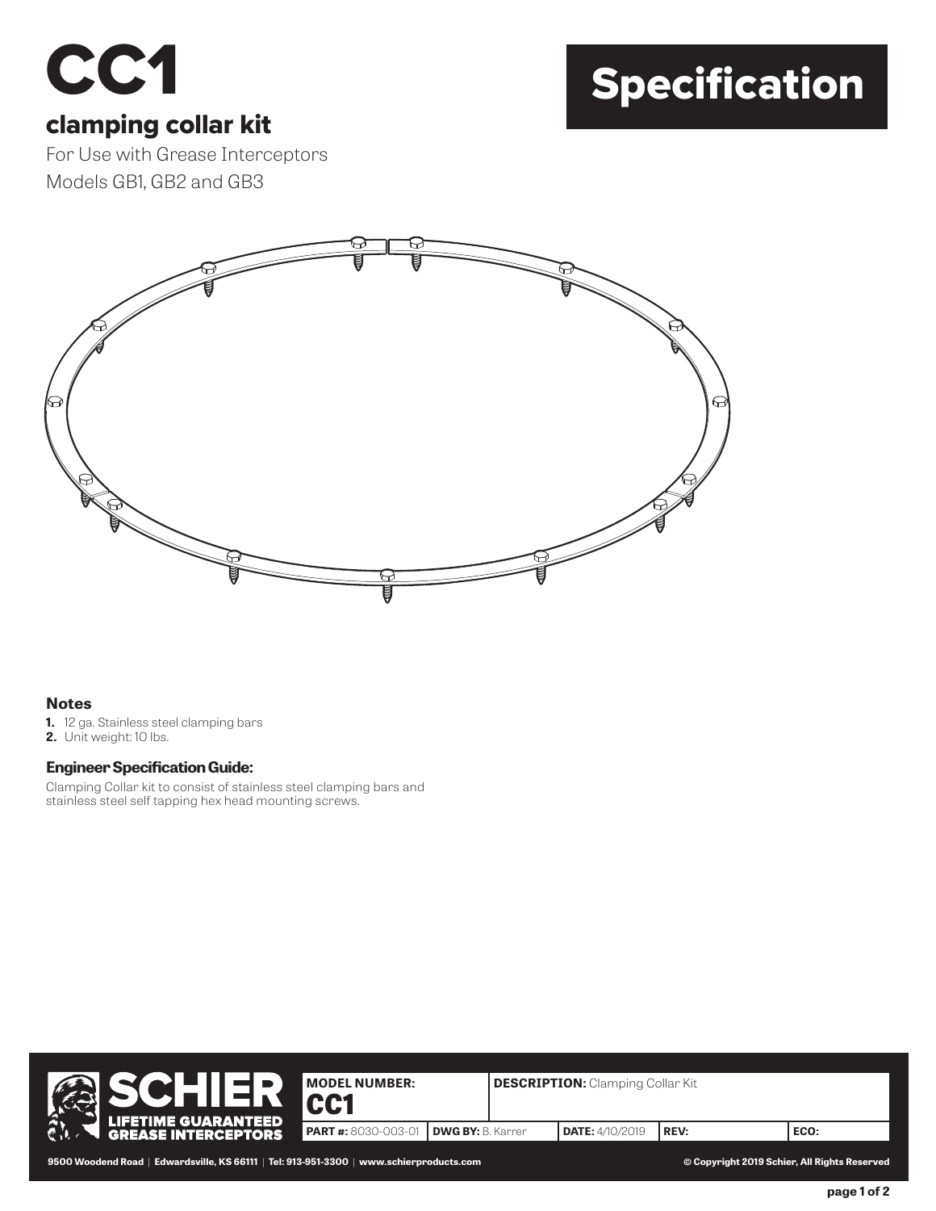# CC1

## clamping collar kit

For Use with Grease Interceptors
Models GB1, GB2 and GB3

# Specification

### Notes

1. 12 ga. Stainless steel clamping bars
2. Unit weight: 10 lbs.

### Engineer Specification Guide:

Clamping Collar kit to consist of stainless steel clamping bars and stainless steel self tapping hex head mounting screws.

**SCHIER**
**LIFETIME GUARANTEED GREASE INTERCEPTORS**

| **MODEL NUMBER:** CC1 | | **DESCRIPTION:** Clamping Collar Kit | | | |
|---|---|---|---|---|---|
| **PART #:** 8030-003-01 | **DWG BY:** B. Karrer | | **DATE:** 4/10/2019 | **REV:** | **ECO:** |

9500 Woodend Road | Edwardsville, KS 66111 | Tel: 913-951-3300 | www.schierproducts.com

© Copyright 2019 Schier, All Rights Reserved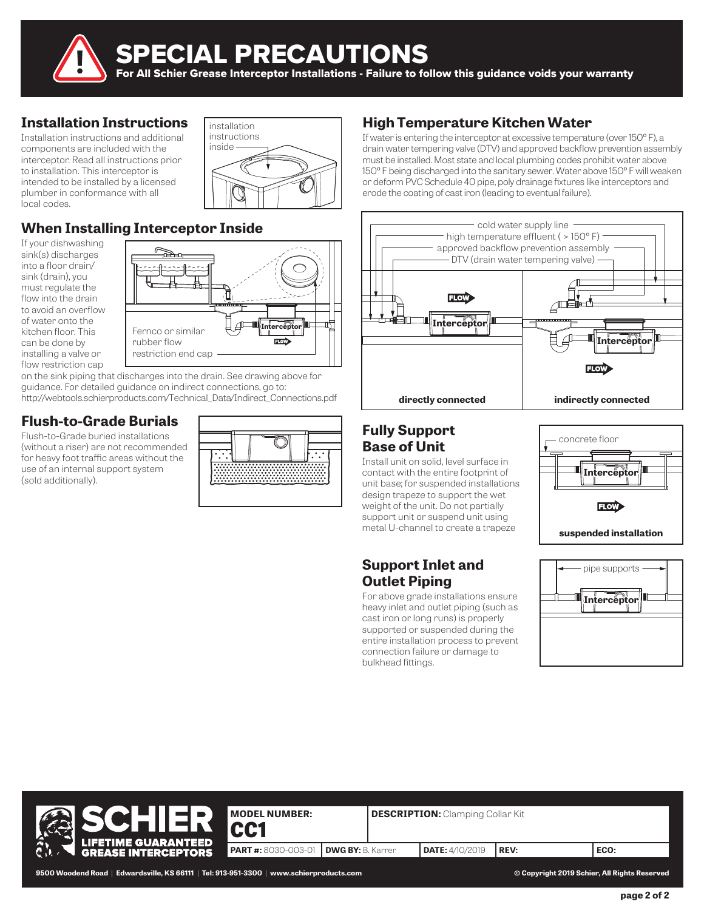# SPECIAL PRECAUTIONS

**For All Schier Grease Interceptor Installations - Failure to follow this guidance voids your warranty**

## Installation Instructions

Installation instructions and additional components are included with the interceptor. Read all instructions prior to installation. This interceptor is intended to be installed by a licensed plumber in conformance with all local codes.

installation instructions inside

## When Installing Interceptor Inside

If your dishwashing sink(s) discharges into a floor drain/ sink (drain), you must regulate the flow into the drain to avoid an overflow of water onto the kitchen floor. This can be done by installing a valve or flow restriction cap on the sink piping that discharges into the drain. See drawing above for guidance. For detailed guidance on indirect connections, go to: http://webtools.schierproducts.com/Technical_Data/Indirect_Connections.pdf

Interceptor

FLOW

Fernco or similar rubber flow restriction end cap

## Flush-to-Grade Burials

Flush-to-Grade buried installations (without a riser) are not recommended for heavy foot traffic areas without the use of an internal support system (sold additionally).

## High Temperature Kitchen Water

If water is entering the interceptor at excessive temperature (over 150° F), a drain water tempering valve (DTV) and approved backflow prevention assembly must be installed. Most state and local plumbing codes prohibit water above 150° F being discharged into the sanitary sewer. Water above 150° F will weaken or deform PVC Schedule 40 pipe, poly drainage fixtures like interceptors and erode the coating of cast iron (leading to eventual failure).

cold water supply line

high temperature effluent ( > 150° F)

approved backflow prevention assembly

DTV (drain water tempering valve)

FLOW

Interceptor

directly connected

indirectly connected

## Fully Support Base of Unit

Install unit on solid, level surface in contact with the entire footprint of unit base; for suspended installations design trapeze to support the wet weight of the unit. Do not partially support unit or suspend unit using metal U-channel to create a trapeze

concrete floor

Interceptor

FLOW

suspended installation

## Support Inlet and Outlet Piping

For above grade installations ensure heavy inlet and outlet piping (such as cast iron or long runs) is properly supported or suspended during the entire installation process to prevent connection failure or damage to bulkhead fittings.

pipe supports

Interceptor

---

**SCHIER** LIFETIME GUARANTEED GREASE INTERCEPTORS

| | | | | |
|---|---|---|---|---|
| **MODEL NUMBER:** CC1 | **DESCRIPTION:** Clamping Collar Kit | | | |
| **PART #:** 8030-003-01 | **DWG BY:** B. Karrer | **DATE:** 4/10/2019 | **REV:** | **ECO:** |

9500 Woodend Road | Edwardsville, KS 66111 | Tel: 913-951-3300 | www.schierproducts.com

© Copyright 2019 Schier, All Rights Reserved